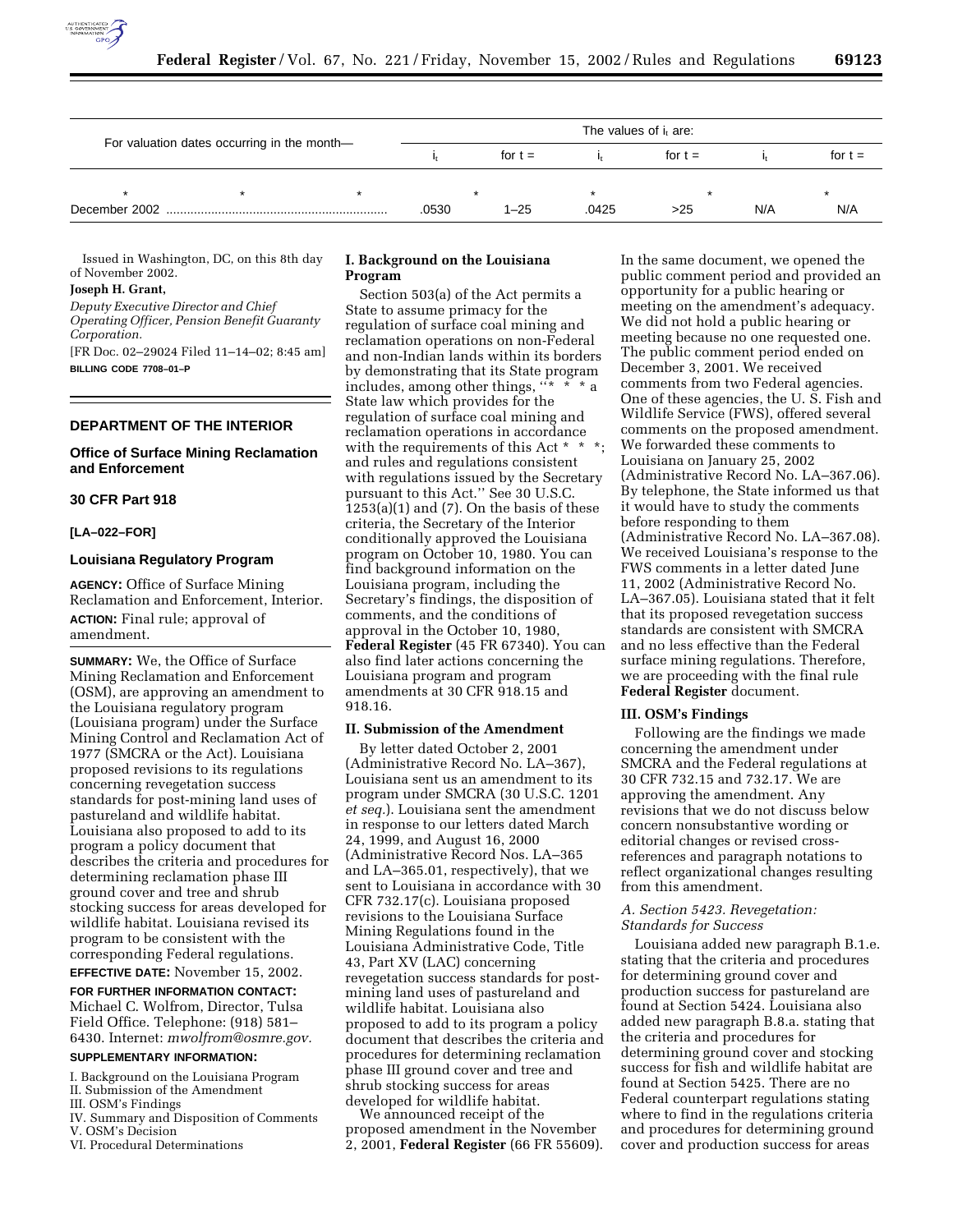| For valuation dates occurring in the month— | The values of $i_t$ are: | | | | | |
|---|---|---|---|---|---|---|
| | $i_t$ | for t = | $i_t$ | for t = | $i_t$ | for t = |
| * * * | | * | * | * | | * |
| December 2002 ............................................................... | .0530 | 1–25 | .0425 | >25 | N/A | N/A |

Issued in Washington, DC, on this 8th day of November 2002.

**Joseph H. Grant,**

*Deputy Executive Director and Chief Operating Officer, Pension Benefit Guaranty Corporation.*

[FR Doc. 02–29024 Filed 11–14–02; 8:45 am]

**BILLING CODE 7708–01–P**

## DEPARTMENT OF THE INTERIOR

### Office of Surface Mining Reclamation and Enforcement

### 30 CFR Part 918

**[LA–022–FOR]**

### Louisiana Regulatory Program

**AGENCY:** Office of Surface Mining Reclamation and Enforcement, Interior.

**ACTION:** Final rule; approval of amendment.

**SUMMARY:** We, the Office of Surface Mining Reclamation and Enforcement (OSM), are approving an amendment to the Louisiana regulatory program (Louisiana program) under the Surface Mining Control and Reclamation Act of 1977 (SMCRA or the Act). Louisiana proposed revisions to its regulations concerning revegetation success standards for post-mining land uses of pastureland and wildlife habitat. Louisiana also proposed to add to its program a policy document that describes the criteria and procedures for determining reclamation phase III ground cover and tree and shrub stocking success for areas developed for wildlife habitat. Louisiana revised its program to be consistent with the corresponding Federal regulations.

**EFFECTIVE DATE:** November 15, 2002.

**FOR FURTHER INFORMATION CONTACT:** Michael C. Wolfrom, Director, Tulsa Field Office. Telephone: (918) 581–6430. Internet: *mwolfrom@osmre.gov.*

**SUPPLEMENTARY INFORMATION:**

I. Background on the Louisiana Program
II. Submission of the Amendment
III. OSM's Findings
IV. Summary and Disposition of Comments
V. OSM's Decision
VI. Procedural Determinations

### I. Background on the Louisiana Program

Section 503(a) of the Act permits a State to assume primacy for the regulation of surface coal mining and reclamation operations on non-Federal and non-Indian lands within its borders by demonstrating that its State program includes, among other things, "* * * a State law which provides for the regulation of surface coal mining and reclamation operations in accordance with the requirements of this Act * * *; and rules and regulations consistent with regulations issued by the Secretary pursuant to this Act." See 30 U.S.C. 1253(a)(1) and (7). On the basis of these criteria, the Secretary of the Interior conditionally approved the Louisiana program on October 10, 1980. You can find background information on the Louisiana program, including the Secretary's findings, the disposition of comments, and the conditions of approval in the October 10, 1980, **Federal Register** (45 FR 67340). You can also find later actions concerning the Louisiana program and program amendments at 30 CFR 918.15 and 918.16.

### II. Submission of the Amendment

By letter dated October 2, 2001 (Administrative Record No. LA–367), Louisiana sent us an amendment to its program under SMCRA (30 U.S.C. 1201 *et seq.*). Louisiana sent the amendment in response to our letters dated March 24, 1999, and August 16, 2000 (Administrative Record Nos. LA–365 and LA–365.01, respectively), that we sent to Louisiana in accordance with 30 CFR 732.17(c). Louisiana proposed revisions to the Louisiana Surface Mining Regulations found in the Louisiana Administrative Code, Title 43, Part XV (LAC) concerning revegetation success standards for post-mining land uses of pastureland and wildlife habitat. Louisiana also proposed to add to its program a policy document that describes the criteria and procedures for determining reclamation phase III ground cover and tree and shrub stocking success for areas developed for wildlife habitat.

We announced receipt of the proposed amendment in the November 2, 2001, **Federal Register** (66 FR 55609). In the same document, we opened the public comment period and provided an opportunity for a public hearing or meeting on the amendment's adequacy. We did not hold a public hearing or meeting because no one requested one. The public comment period ended on December 3, 2001. We received comments from two Federal agencies. One of these agencies, the U. S. Fish and Wildlife Service (FWS), offered several comments on the proposed amendment. We forwarded these comments to Louisiana on January 25, 2002 (Administrative Record No. LA–367.06). By telephone, the State informed us that it would have to study the comments before responding to them (Administrative Record No. LA–367.08). We received Louisiana's response to the FWS comments in a letter dated June 11, 2002 (Administrative Record No. LA–367.05). Louisiana stated that it felt that its proposed revegetation success standards are consistent with SMCRA and no less effective than the Federal surface mining regulations. Therefore, we are proceeding with the final rule **Federal Register** document.

### III. OSM's Findings

Following are the findings we made concerning the amendment under SMCRA and the Federal regulations at 30 CFR 732.15 and 732.17. We are approving the amendment. Any revisions that we do not discuss below concern nonsubstantive wording or editorial changes or revised cross-references and paragraph notations to reflect organizational changes resulting from this amendment.

#### *A. Section 5423. Revegetation: Standards for Success*

Louisiana added new paragraph B.1.e. stating that the criteria and procedures for determining ground cover and production success for pastureland are found at Section 5424. Louisiana also added new paragraph B.8.a. stating that the criteria and procedures for determining ground cover and stocking success for fish and wildlife habitat are found at Section 5425. There are no Federal counterpart regulations stating where to find in the regulations criteria and procedures for determining ground cover and production success for areas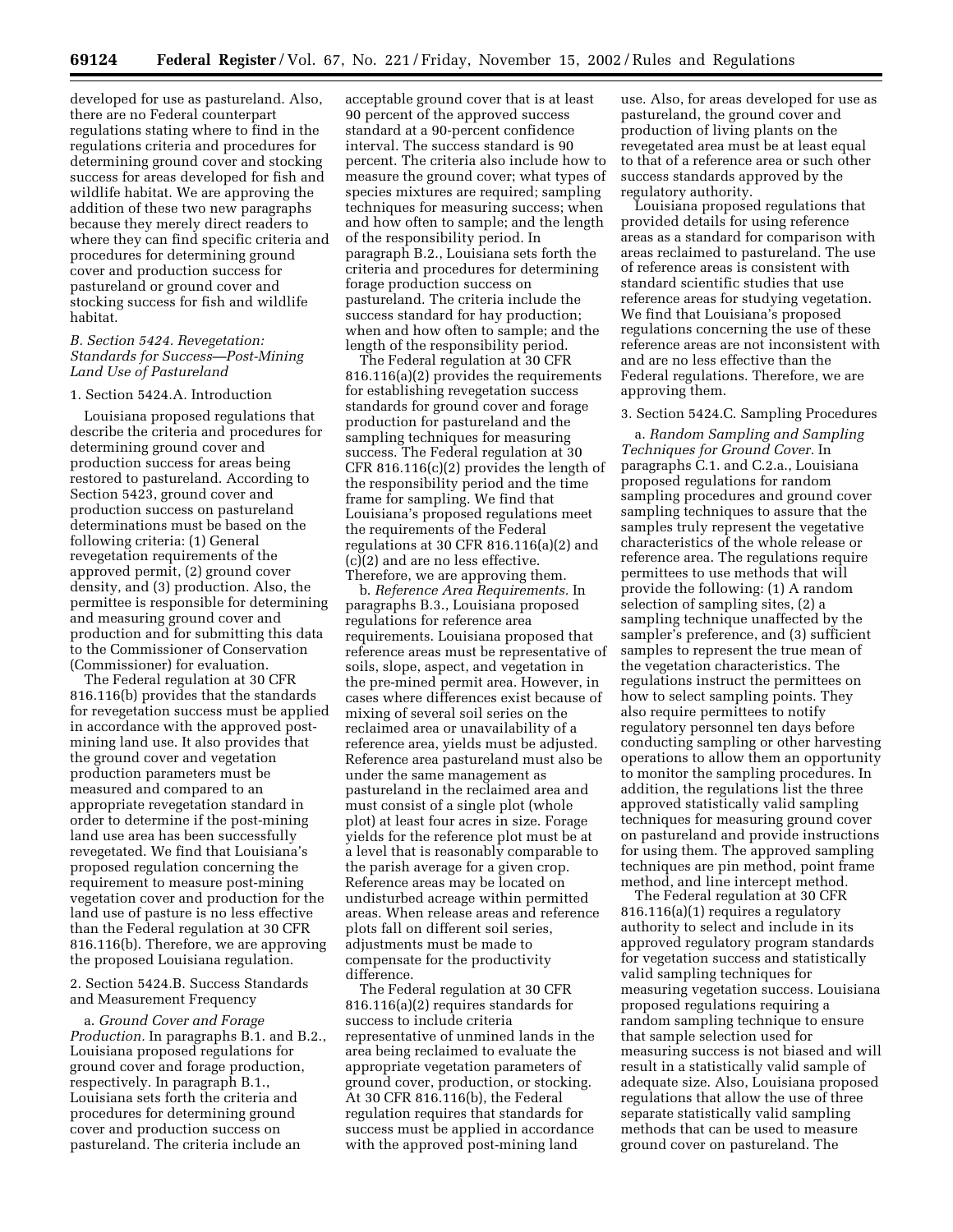developed for use as pastureland. Also, there are no Federal counterpart regulations stating where to find in the regulations criteria and procedures for determining ground cover and stocking success for areas developed for fish and wildlife habitat. We are approving the addition of these two new paragraphs because they merely direct readers to where they can find specific criteria and procedures for determining ground cover and production success for pastureland or ground cover and stocking success for fish and wildlife habitat.

### *B. Section 5424. Revegetation: Standards for Success—Post-Mining Land Use of Pastureland*

1. Section 5424.A. Introduction

Louisiana proposed regulations that describe the criteria and procedures for determining ground cover and production success for areas being restored to pastureland. According to Section 5423, ground cover and production success on pastureland determinations must be based on the following criteria: (1) General revegetation requirements of the approved permit, (2) ground cover density, and (3) production. Also, the permittee is responsible for determining and measuring ground cover and production and for submitting this data to the Commissioner of Conservation (Commissioner) for evaluation.

The Federal regulation at 30 CFR 816.116(b) provides that the standards for revegetation success must be applied in accordance with the approved post-mining land use. It also provides that the ground cover and vegetation production parameters must be measured and compared to an appropriate revegetation standard in order to determine if the post-mining land use area has been successfully revegetated. We find that Louisiana's proposed regulation concerning the requirement to measure post-mining vegetation cover and production for the land use of pasture is no less effective than the Federal regulation at 30 CFR 816.116(b). Therefore, we are approving the proposed Louisiana regulation.

2. Section 5424.B. Success Standards and Measurement Frequency

a. *Ground Cover and Forage Production.* In paragraphs B.1. and B.2., Louisiana proposed regulations for ground cover and forage production, respectively. In paragraph B.1., Louisiana sets forth the criteria and procedures for determining ground cover and production success on pastureland. The criteria include an acceptable ground cover that is at least 90 percent of the approved success standard at a 90-percent confidence interval. The success standard is 90 percent. The criteria also include how to measure the ground cover; what types of species mixtures are required; sampling techniques for measuring success; when and how often to sample; and the length of the responsibility period. In paragraph B.2., Louisiana sets forth the criteria and procedures for determining forage production success on pastureland. The criteria include the success standard for hay production; when and how often to sample; and the length of the responsibility period.

The Federal regulation at 30 CFR 816.116(a)(2) provides the requirements for establishing revegetation success standards for ground cover and forage production for pastureland and the sampling techniques for measuring success. The Federal regulation at 30 CFR 816.116(c)(2) provides the length of the responsibility period and the time frame for sampling. We find that Louisiana's proposed regulations meet the requirements of the Federal regulations at 30 CFR 816.116(a)(2) and (c)(2) and are no less effective. Therefore, we are approving them.

b. *Reference Area Requirements.* In paragraphs B.3., Louisiana proposed regulations for reference area requirements. Louisiana proposed that reference areas must be representative of soils, slope, aspect, and vegetation in the pre-mined permit area. However, in cases where differences exist because of mixing of several soil series on the reclaimed area or unavailability of a reference area, yields must be adjusted. Reference area pastureland must also be under the same management as pastureland in the reclaimed area and must consist of a single plot (whole plot) at least four acres in size. Forage yields for the reference plot must be at a level that is reasonably comparable to the parish average for a given crop. Reference areas may be located on undisturbed acreage within permitted areas. When release areas and reference plots fall on different soil series, adjustments must be made to compensate for the productivity difference.

The Federal regulation at 30 CFR 816.116(a)(2) requires standards for success to include criteria representative of unmined lands in the area being reclaimed to evaluate the appropriate vegetation parameters of ground cover, production, or stocking. At 30 CFR 816.116(b), the Federal regulation requires that standards for success must be applied in accordance with the approved post-mining land use. Also, for areas developed for use as pastureland, the ground cover and production of living plants on the revegetated area must be at least equal to that of a reference area or such other success standards approved by the regulatory authority.

Louisiana proposed regulations that provided details for using reference areas as a standard for comparison with areas reclaimed to pastureland. The use of reference areas is consistent with standard scientific studies that use reference areas for studying vegetation. We find that Louisiana's proposed regulations concerning the use of these reference areas are not inconsistent with and are no less effective than the Federal regulations. Therefore, we are approving them.

3. Section 5424.C. Sampling Procedures

a. *Random Sampling and Sampling Techniques for Ground Cover.* In paragraphs C.1. and C.2.a., Louisiana proposed regulations for random sampling procedures and ground cover sampling techniques to assure that the samples truly represent the vegetative characteristics of the whole release or reference area. The regulations require permittees to use methods that will provide the following: (1) A random selection of sampling sites, (2) a sampling technique unaffected by the sampler's preference, and (3) sufficient samples to represent the true mean of the vegetation characteristics. The regulations instruct the permittees on how to select sampling points. They also require permittees to notify regulatory personnel ten days before conducting sampling or other harvesting operations to allow them an opportunity to monitor the sampling procedures. In addition, the regulations list the three approved statistically valid sampling techniques for measuring ground cover on pastureland and provide instructions for using them. The approved sampling techniques are pin method, point frame method, and line intercept method.

The Federal regulation at 30 CFR 816.116(a)(1) requires a regulatory authority to select and include in its approved regulatory program standards for vegetation success and statistically valid sampling techniques for measuring vegetation success. Louisiana proposed regulations requiring a random sampling technique to ensure that sample selection used for measuring success is not biased and will result in a statistically valid sample of adequate size. Also, Louisiana proposed regulations that allow the use of three separate statistically valid sampling methods that can be used to measure ground cover on pastureland. The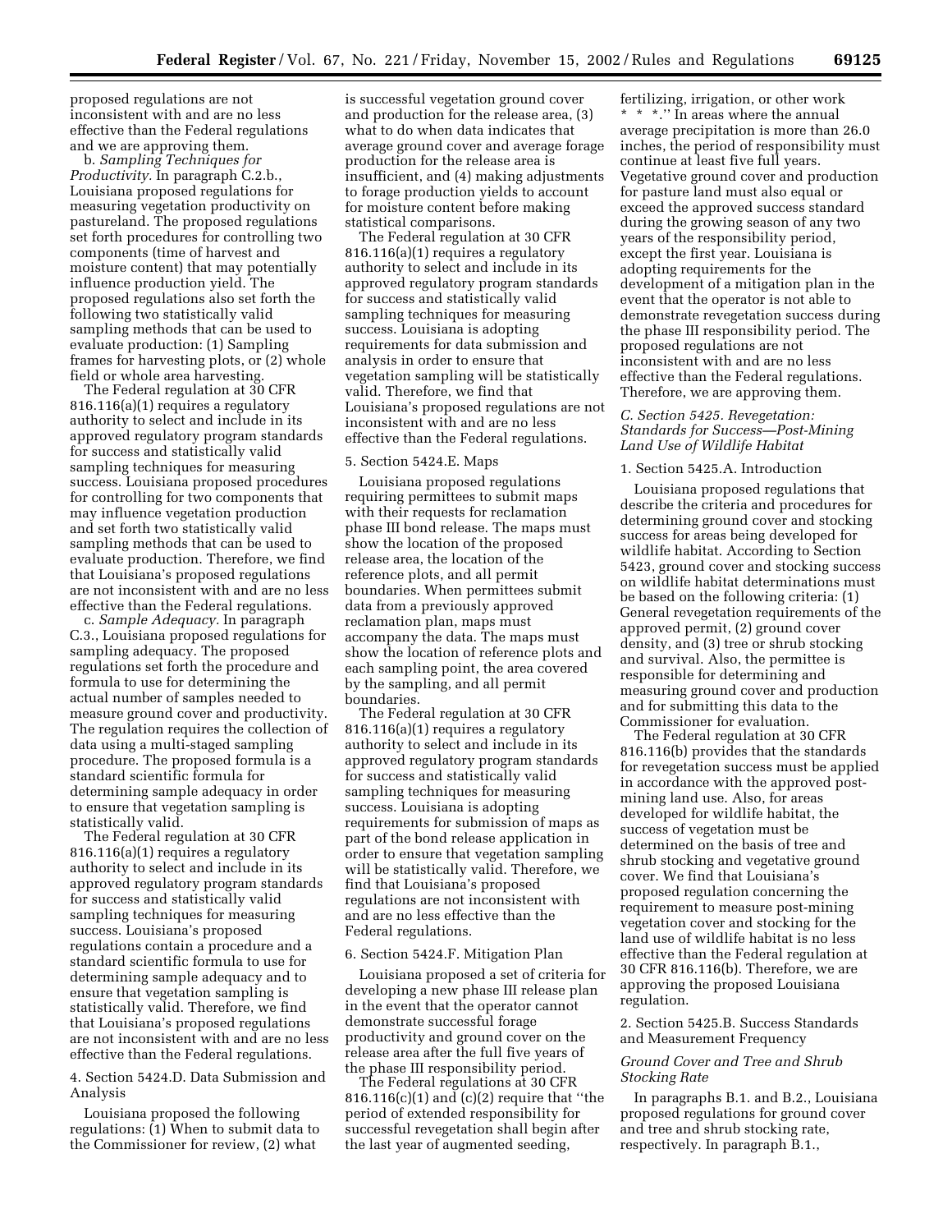proposed regulations are not inconsistent with and are no less effective than the Federal regulations and we are approving them.

b. *Sampling Techniques for Productivity.* In paragraph C.2.b., Louisiana proposed regulations for measuring vegetation productivity on pastureland. The proposed regulations set forth procedures for controlling two components (time of harvest and moisture content) that may potentially influence production yield. The proposed regulations also set forth the following two statistically valid sampling methods that can be used to evaluate production: (1) Sampling frames for harvesting plots, or (2) whole field or whole area harvesting.

The Federal regulation at 30 CFR 816.116(a)(1) requires a regulatory authority to select and include in its approved regulatory program standards for success and statistically valid sampling techniques for measuring success. Louisiana proposed procedures for controlling for two components that may influence vegetation production and set forth two statistically valid sampling methods that can be used to evaluate production. Therefore, we find that Louisiana's proposed regulations are not inconsistent with and are no less effective than the Federal regulations.

c. *Sample Adequacy.* In paragraph C.3., Louisiana proposed regulations for sampling adequacy. The proposed regulations set forth the procedure and formula to use for determining the actual number of samples needed to measure ground cover and productivity. The regulation requires the collection of data using a multi-staged sampling procedure. The proposed formula is a standard scientific formula for determining sample adequacy in order to ensure that vegetation sampling is statistically valid.

The Federal regulation at 30 CFR 816.116(a)(1) requires a regulatory authority to select and include in its approved regulatory program standards for success and statistically valid sampling techniques for measuring success. Louisiana's proposed regulations contain a procedure and a standard scientific formula to use for determining sample adequacy and to ensure that vegetation sampling is statistically valid. Therefore, we find that Louisiana's proposed regulations are not inconsistent with and are no less effective than the Federal regulations.

4. Section 5424.D. Data Submission and Analysis

Louisiana proposed the following regulations: (1) When to submit data to the Commissioner for review, (2) what is successful vegetation ground cover and production for the release area, (3) what to do when data indicates that average ground cover and average forage production for the release area is insufficient, and (4) making adjustments to forage production yields to account for moisture content before making statistical comparisons.

The Federal regulation at 30 CFR 816.116(a)(1) requires a regulatory authority to select and include in its approved regulatory program standards for success and statistically valid sampling techniques for measuring success. Louisiana is adopting requirements for data submission and analysis in order to ensure that vegetation sampling will be statistically valid. Therefore, we find that Louisiana's proposed regulations are not inconsistent with and are no less effective than the Federal regulations.

5. Section 5424.E. Maps

Louisiana proposed regulations requiring permittees to submit maps with their requests for reclamation phase III bond release. The maps must show the location of the proposed release area, the location of the reference plots, and all permit boundaries. When permittees submit data from a previously approved reclamation plan, maps must accompany the data. The maps must show the location of reference plots and each sampling point, the area covered by the sampling, and all permit boundaries.

The Federal regulation at 30 CFR 816.116(a)(1) requires a regulatory authority to select and include in its approved regulatory program standards for success and statistically valid sampling techniques for measuring success. Louisiana is adopting requirements for submission of maps as part of the bond release application in order to ensure that vegetation sampling will be statistically valid. Therefore, we find that Louisiana's proposed regulations are not inconsistent with and are no less effective than the Federal regulations.

6. Section 5424.F. Mitigation Plan

Louisiana proposed a set of criteria for developing a new phase III release plan in the event that the operator cannot demonstrate successful forage productivity and ground cover on the release area after the full five years of the phase III responsibility period.

The Federal regulations at 30 CFR 816.116(c)(1) and (c)(2) require that "the period of extended responsibility for successful revegetation shall begin after the last year of augmented seeding, fertilizing, irrigation, or other work * * *." In areas where the annual average precipitation is more than 26.0 inches, the period of responsibility must continue at least five full years. Vegetative ground cover and production for pasture land must also equal or exceed the approved success standard during the growing season of any two years of the responsibility period, except the first year. Louisiana is adopting requirements for the development of a mitigation plan in the event that the operator is not able to demonstrate revegetation success during the phase III responsibility period. The proposed regulations are not inconsistent with and are no less effective than the Federal regulations. Therefore, we are approving them.

### *C. Section 5425. Revegetation: Standards for Success—Post-Mining Land Use of Wildlife Habitat*

1. Section 5425.A. Introduction

Louisiana proposed regulations that describe the criteria and procedures for determining ground cover and stocking success for areas being developed for wildlife habitat. According to Section 5423, ground cover and stocking success on wildlife habitat determinations must be based on the following criteria: (1) General revegetation requirements of the approved permit, (2) ground cover density, and (3) tree or shrub stocking and survival. Also, the permittee is responsible for determining and measuring ground cover and production and for submitting this data to the Commissioner for evaluation.

The Federal regulation at 30 CFR 816.116(b) provides that the standards for revegetation success must be applied in accordance with the approved post-mining land use. Also, for areas developed for wildlife habitat, the success of vegetation must be determined on the basis of tree and shrub stocking and vegetative ground cover. We find that Louisiana's proposed regulation concerning the requirement to measure post-mining vegetation cover and stocking for the land use of wildlife habitat is no less effective than the Federal regulation at 30 CFR 816.116(b). Therefore, we are approving the proposed Louisiana regulation.

2. Section 5425.B. Success Standards and Measurement Frequency

*Ground Cover and Tree and Shrub Stocking Rate*

In paragraphs B.1. and B.2., Louisiana proposed regulations for ground cover and tree and shrub stocking rate, respectively. In paragraph B.1.,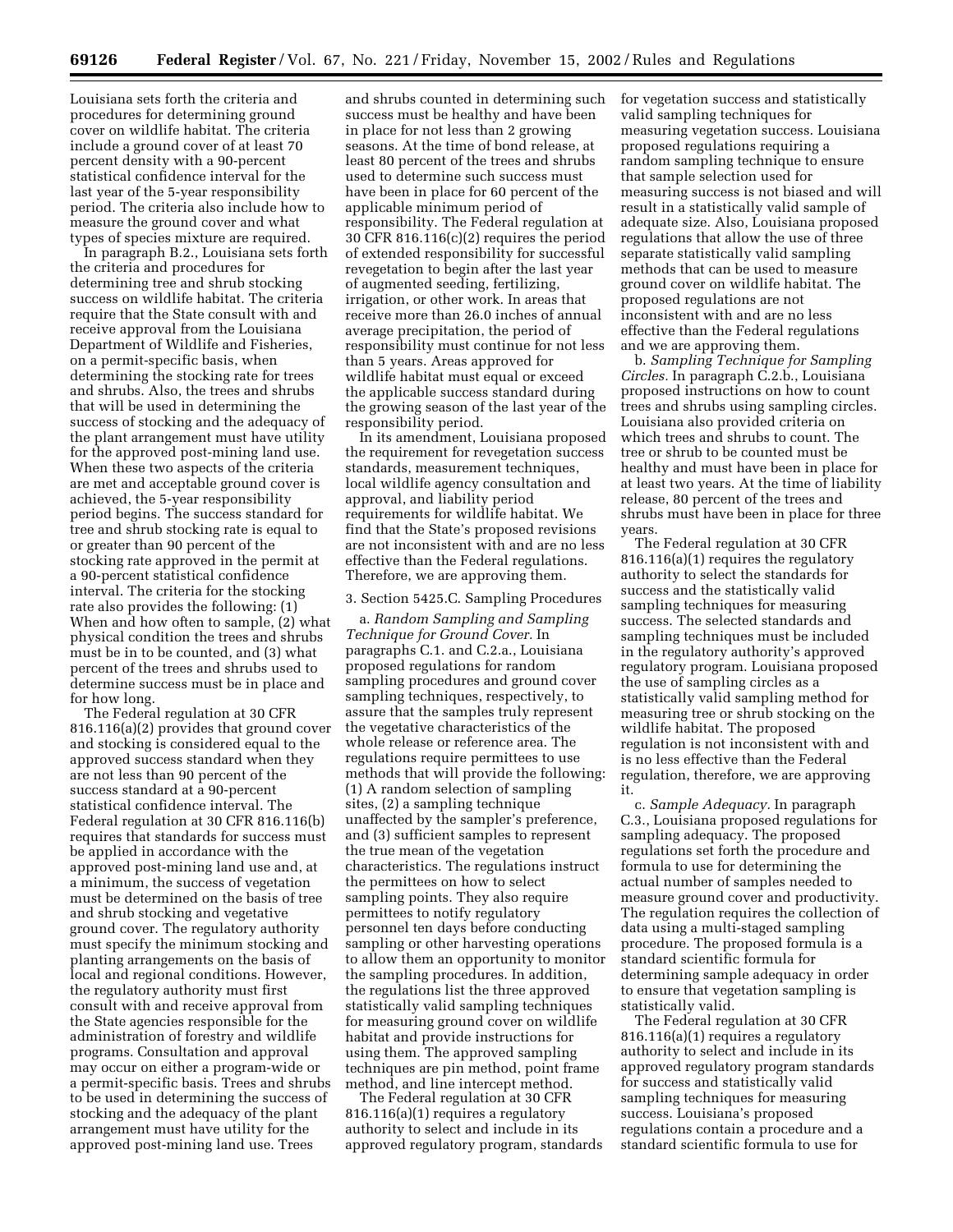Louisiana sets forth the criteria and procedures for determining ground cover on wildlife habitat. The criteria include a ground cover of at least 70 percent density with a 90-percent statistical confidence interval for the last year of the 5-year responsibility period. The criteria also include how to measure the ground cover and what types of species mixture are required.

In paragraph B.2., Louisiana sets forth the criteria and procedures for determining tree and shrub stocking success on wildlife habitat. The criteria require that the State consult with and receive approval from the Louisiana Department of Wildlife and Fisheries, on a permit-specific basis, when determining the stocking rate for trees and shrubs. Also, the trees and shrubs that will be used in determining the success of stocking and the adequacy of the plant arrangement must have utility for the approved post-mining land use. When these two aspects of the criteria are met and acceptable ground cover is achieved, the 5-year responsibility period begins. The success standard for tree and shrub stocking rate is equal to or greater than 90 percent of the stocking rate approved in the permit at a 90-percent statistical confidence interval. The criteria for the stocking rate also provides the following: (1) When and how often to sample, (2) what physical condition the trees and shrubs must be in to be counted, and (3) what percent of the trees and shrubs used to determine success must be in place and for how long.

The Federal regulation at 30 CFR 816.116(a)(2) provides that ground cover and stocking is considered equal to the approved success standard when they are not less than 90 percent of the success standard at a 90-percent statistical confidence interval. The Federal regulation at 30 CFR 816.116(b) requires that standards for success must be applied in accordance with the approved post-mining land use and, at a minimum, the success of vegetation must be determined on the basis of tree and shrub stocking and vegetative ground cover. The regulatory authority must specify the minimum stocking and planting arrangements on the basis of local and regional conditions. However, the regulatory authority must first consult with and receive approval from the State agencies responsible for the administration of forestry and wildlife programs. Consultation and approval may occur on either a program-wide or a permit-specific basis. Trees and shrubs to be used in determining the success of stocking and the adequacy of the plant arrangement must have utility for the approved post-mining land use. Trees and shrubs counted in determining such success must be healthy and have been in place for not less than 2 growing seasons. At the time of bond release, at least 80 percent of the trees and shrubs used to determine such success must have been in place for 60 percent of the applicable minimum period of responsibility. The Federal regulation at 30 CFR 816.116(c)(2) requires the period of extended responsibility for successful revegetation to begin after the last year of augmented seeding, fertilizing, irrigation, or other work. In areas that receive more than 26.0 inches of annual average precipitation, the period of responsibility must continue for not less than 5 years. Areas approved for wildlife habitat must equal or exceed the applicable success standard during the growing season of the last year of the responsibility period.

In its amendment, Louisiana proposed the requirement for revegetation success standards, measurement techniques, local wildlife agency consultation and approval, and liability period requirements for wildlife habitat. We find that the State's proposed revisions are not inconsistent with and are no less effective than the Federal regulations. Therefore, we are approving them.

3. Section 5425.C. Sampling Procedures

a. *Random Sampling and Sampling Technique for Ground Cover.* In paragraphs C.1. and C.2.a., Louisiana proposed regulations for random sampling procedures and ground cover sampling techniques, respectively, to assure that the samples truly represent the vegetative characteristics of the whole release or reference area. The regulations require permittees to use methods that will provide the following: (1) A random selection of sampling sites, (2) a sampling technique unaffected by the sampler's preference, and (3) sufficient samples to represent the true mean of the vegetation characteristics. The regulations instruct the permittees on how to select sampling points. They also require permittees to notify regulatory personnel ten days before conducting sampling or other harvesting operations to allow them an opportunity to monitor the sampling procedures. In addition, the regulations list the three approved statistically valid sampling techniques for measuring ground cover on wildlife habitat and provide instructions for using them. The approved sampling techniques are pin method, point frame method, and line intercept method.

The Federal regulation at 30 CFR 816.116(a)(1) requires a regulatory authority to select and include in its approved regulatory program, standards for vegetation success and statistically valid sampling techniques for measuring vegetation success. Louisiana proposed regulations requiring a random sampling technique to ensure that sample selection used for measuring success is not biased and will result in a statistically valid sample of adequate size. Also, Louisiana proposed regulations that allow the use of three separate statistically valid sampling methods that can be used to measure ground cover on wildlife habitat. The proposed regulations are not inconsistent with and are no less effective than the Federal regulations and we are approving them.

b. *Sampling Technique for Sampling Circles.* In paragraph C.2.b., Louisiana proposed instructions on how to count trees and shrubs using sampling circles. Louisiana also provided criteria on which trees and shrubs to count. The tree or shrub to be counted must be healthy and must have been in place for at least two years. At the time of liability release, 80 percent of the trees and shrubs must have been in place for three years.

The Federal regulation at 30 CFR 816.116(a)(1) requires the regulatory authority to select the standards for success and the statistically valid sampling techniques for measuring success. The selected standards and sampling techniques must be included in the regulatory authority's approved regulatory program. Louisiana proposed the use of sampling circles as a statistically valid sampling method for measuring tree or shrub stocking on the wildlife habitat. The proposed regulation is not inconsistent with and is no less effective than the Federal regulation, therefore, we are approving it.

c. *Sample Adequacy.* In paragraph C.3., Louisiana proposed regulations for sampling adequacy. The proposed regulations set forth the procedure and formula to use for determining the actual number of samples needed to measure ground cover and productivity. The regulation requires the collection of data using a multi-staged sampling procedure. The proposed formula is a standard scientific formula for determining sample adequacy in order to ensure that vegetation sampling is statistically valid.

The Federal regulation at 30 CFR 816.116(a)(1) requires a regulatory authority to select and include in its approved regulatory program standards for success and statistically valid sampling techniques for measuring success. Louisiana's proposed regulations contain a procedure and a standard scientific formula to use for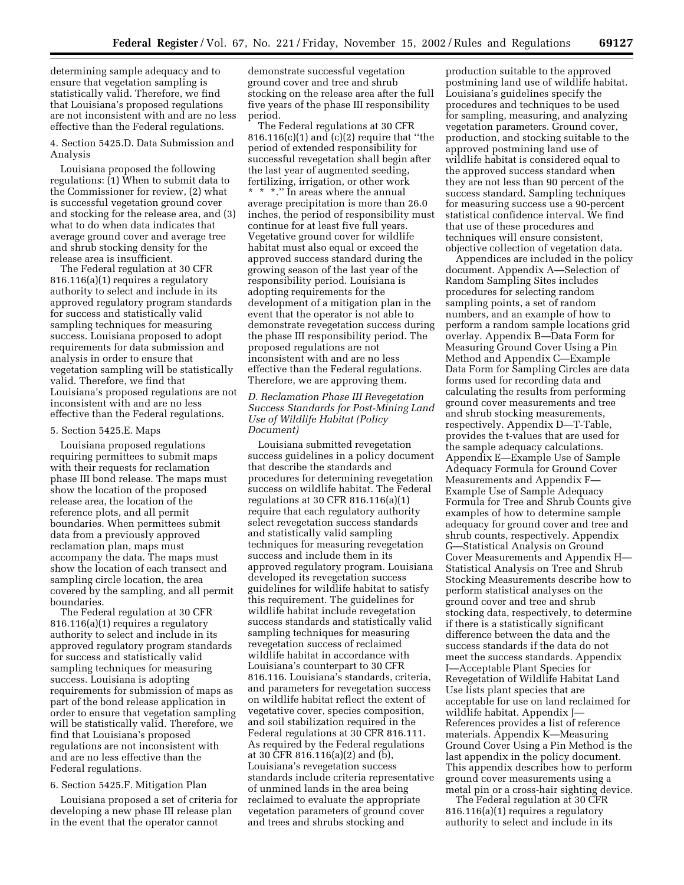determining sample adequacy and to ensure that vegetation sampling is statistically valid. Therefore, we find that Louisiana's proposed regulations are not inconsistent with and are no less effective than the Federal regulations.

4. Section 5425.D. Data Submission and Analysis

Louisiana proposed the following regulations: (1) When to submit data to the Commissioner for review, (2) what is successful vegetation ground cover and stocking for the release area, and (3) what to do when data indicates that average ground cover and average tree and shrub stocking density for the release area is insufficient.

The Federal regulation at 30 CFR 816.116(a)(1) requires a regulatory authority to select and include in its approved regulatory program standards for success and statistically valid sampling techniques for measuring success. Louisiana proposed to adopt requirements for data submission and analysis in order to ensure that vegetation sampling will be statistically valid. Therefore, we find that Louisiana's proposed regulations are not inconsistent with and are no less effective than the Federal regulations.

5. Section 5425.E. Maps

Louisiana proposed regulations requiring permittees to submit maps with their requests for reclamation phase III bond release. The maps must show the location of the proposed release area, the location of the reference plots, and all permit boundaries. When permittees submit data from a previously approved reclamation plan, maps must accompany the data. The maps must show the location of each transect and sampling circle location, the area covered by the sampling, and all permit boundaries.

The Federal regulation at 30 CFR 816.116(a)(1) requires a regulatory authority to select and include in its approved regulatory program standards for success and statistically valid sampling techniques for measuring success. Louisiana is adopting requirements for submission of maps as part of the bond release application in order to ensure that vegetation sampling will be statistically valid. Therefore, we find that Louisiana's proposed regulations are not inconsistent with and are no less effective than the Federal regulations.

6. Section 5425.F. Mitigation Plan

Louisiana proposed a set of criteria for developing a new phase III release plan in the event that the operator cannot demonstrate successful vegetation ground cover and tree and shrub stocking on the release area after the full five years of the phase III responsibility period.

The Federal regulations at 30 CFR 816.116(c)(1) and (c)(2) require that "the period of extended responsibility for successful revegetation shall begin after the last year of augmented seeding, fertilizing, irrigation, or other work * * *." In areas where the annual average precipitation is more than 26.0 inches, the period of responsibility must continue for at least five full years. Vegetative ground cover for wildlife habitat must also equal or exceed the approved success standard during the growing season of the last year of the responsibility period. Louisiana is adopting requirements for the development of a mitigation plan in the event that the operator is not able to demonstrate revegetation success during the phase III responsibility period. The proposed regulations are not inconsistent with and are no less effective than the Federal regulations. Therefore, we are approving them.

*D. Reclamation Phase III Revegetation Success Standards for Post-Mining Land Use of Wildlife Habitat (Policy Document)*

Louisiana submitted revegetation success guidelines in a policy document that describe the standards and procedures for determining revegetation success on wildlife habitat. The Federal regulations at 30 CFR 816.116(a)(1) require that each regulatory authority select revegetation success standards and statistically valid sampling techniques for measuring revegetation success and include them in its approved regulatory program. Louisiana developed its revegetation success guidelines for wildlife habitat to satisfy this requirement. The guidelines for wildlife habitat include revegetation success standards and statistically valid sampling techniques for measuring revegetation success of reclaimed wildlife habitat in accordance with Louisiana's counterpart to 30 CFR 816.116. Louisiana's standards, criteria, and parameters for revegetation success on wildlife habitat reflect the extent of vegetative cover, species composition, and soil stabilization required in the Federal regulations at 30 CFR 816.111. As required by the Federal regulations at 30 CFR 816.116(a)(2) and (b), Louisiana's revegetation success standards include criteria representative of unmined lands in the area being reclaimed to evaluate the appropriate vegetation parameters of ground cover and trees and shrubs stocking and production suitable to the approved postmining land use of wildlife habitat. Louisiana's guidelines specify the procedures and techniques to be used for sampling, measuring, and analyzing vegetation parameters. Ground cover, production, and stocking suitable to the approved postmining land use of wildlife habitat is considered equal to the approved success standard when they are not less than 90 percent of the success standard. Sampling techniques for measuring success use a 90-percent statistical confidence interval. We find that use of these procedures and techniques will ensure consistent, objective collection of vegetation data.

Appendices are included in the policy document. Appendix A—Selection of Random Sampling Sites includes procedures for selecting random sampling points, a set of random numbers, and an example of how to perform a random sample locations grid overlay. Appendix B—Data Form for Measuring Ground Cover Using a Pin Method and Appendix C—Example Data Form for Sampling Circles are data forms used for recording data and calculating the results from performing ground cover measurements and tree and shrub stocking measurements, respectively. Appendix D—T-Table, provides the t-values that are used for the sample adequacy calculations. Appendix E—Example Use of Sample Adequacy Formula for Ground Cover Measurements and Appendix F—Example Use of Sample Adequacy Formula for Tree and Shrub Counts give examples of how to determine sample adequacy for ground cover and tree and shrub counts, respectively. Appendix G—Statistical Analysis on Ground Cover Measurements and Appendix H—Statistical Analysis on Tree and Shrub Stocking Measurements describe how to perform statistical analyses on the ground cover and tree and shrub stocking data, respectively, to determine if there is a statistically significant difference between the data and the success standards if the data do not meet the success standards. Appendix I—Acceptable Plant Species for Revegetation of Wildlife Habitat Land Use lists plant species that are acceptable for use on land reclaimed for wildlife habitat. Appendix J—References provides a list of reference materials. Appendix K—Measuring Ground Cover Using a Pin Method is the last appendix in the policy document. This appendix describes how to perform ground cover measurements using a metal pin or a cross-hair sighting device.

The Federal regulation at 30 CFR 816.116(a)(1) requires a regulatory authority to select and include in its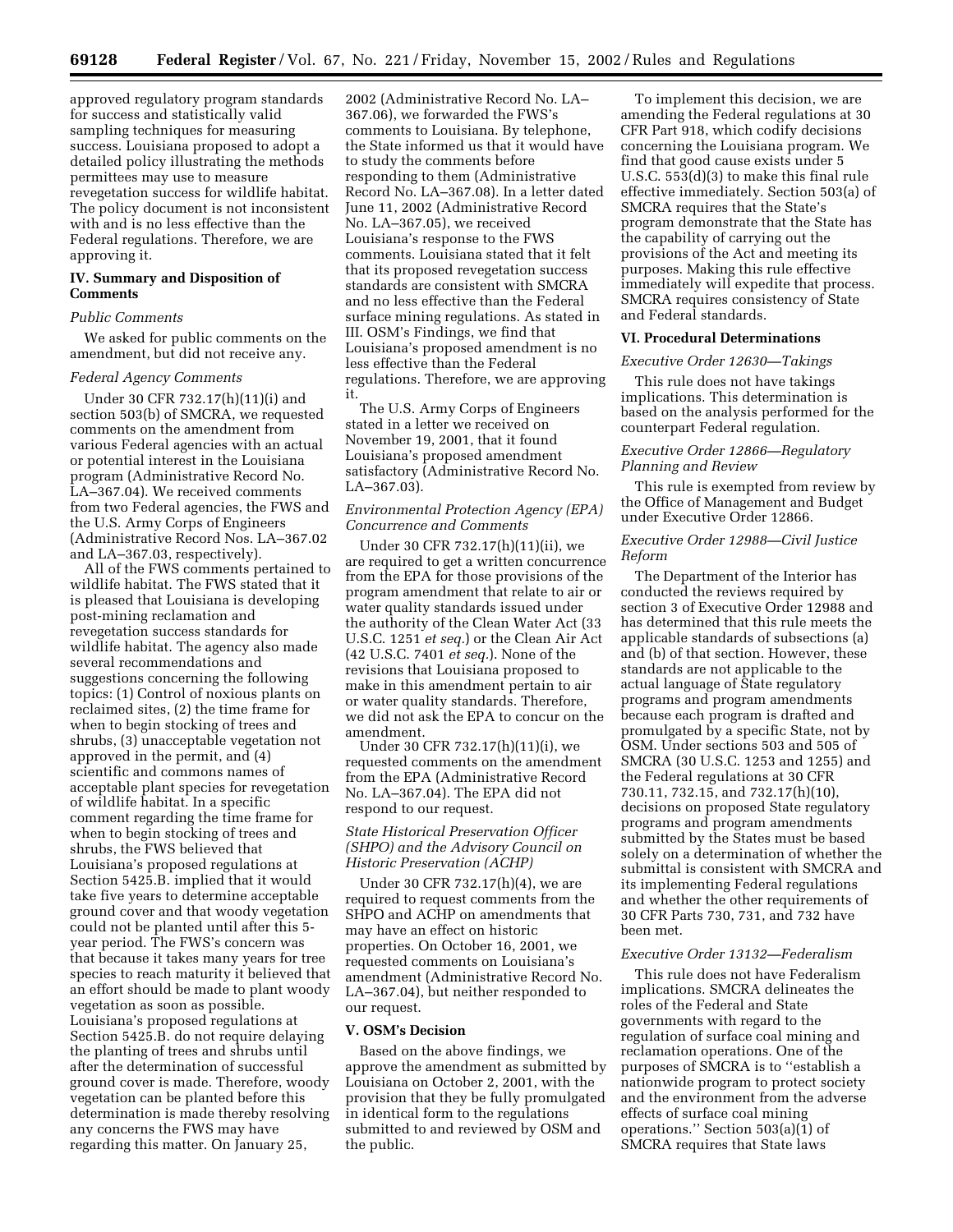approved regulatory program standards for success and statistically valid sampling techniques for measuring success. Louisiana proposed to adopt a detailed policy illustrating the methods permittees may use to measure revegetation success for wildlife habitat. The policy document is not inconsistent with and is no less effective than the Federal regulations. Therefore, we are approving it.

## IV. Summary and Disposition of Comments

### *Public Comments*

We asked for public comments on the amendment, but did not receive any.

### *Federal Agency Comments*

Under 30 CFR 732.17(h)(11)(i) and section 503(b) of SMCRA, we requested comments on the amendment from various Federal agencies with an actual or potential interest in the Louisiana program (Administrative Record No. LA–367.04). We received comments from two Federal agencies, the FWS and the U.S. Army Corps of Engineers (Administrative Record Nos. LA–367.02 and LA–367.03, respectively).

All of the FWS comments pertained to wildlife habitat. The FWS stated that it is pleased that Louisiana is developing post-mining reclamation and revegetation success standards for wildlife habitat. The agency also made several recommendations and suggestions concerning the following topics: (1) Control of noxious plants on reclaimed sites, (2) the time frame for when to begin stocking of trees and shrubs, (3) unacceptable vegetation not approved in the permit, and (4) scientific and commons names of acceptable plant species for revegetation of wildlife habitat. In a specific comment regarding the time frame for when to begin stocking of trees and shrubs, the FWS believed that Louisiana's proposed regulations at Section 5425.B. implied that it would take five years to determine acceptable ground cover and that woody vegetation could not be planted until after this 5-year period. The FWS's concern was that because it takes many years for tree species to reach maturity it believed that an effort should be made to plant woody vegetation as soon as possible. Louisiana's proposed regulations at Section 5425.B. do not require delaying the planting of trees and shrubs until after the determination of successful ground cover is made. Therefore, woody vegetation can be planted before this determination is made thereby resolving any concerns the FWS may have regarding this matter. On January 25, 2002 (Administrative Record No. LA–367.06), we forwarded the FWS's comments to Louisiana. By telephone, the State informed us that it would have to study the comments before responding to them (Administrative Record No. LA–367.08). In a letter dated June 11, 2002 (Administrative Record No. LA–367.05), we received Louisiana's response to the FWS comments. Louisiana stated that it felt that its proposed revegetation success standards are consistent with SMCRA and no less effective than the Federal surface mining regulations. As stated in III. OSM's Findings, we find that Louisiana's proposed amendment is no less effective than the Federal regulations. Therefore, we are approving it.

The U.S. Army Corps of Engineers stated in a letter we received on November 19, 2001, that it found Louisiana's proposed amendment satisfactory (Administrative Record No. LA–367.03).

### *Environmental Protection Agency (EPA) Concurrence and Comments*

Under 30 CFR 732.17(h)(11)(ii), we are required to get a written concurrence from the EPA for those provisions of the program amendment that relate to air or water quality standards issued under the authority of the Clean Water Act (33 U.S.C. 1251 *et seq.*) or the Clean Air Act (42 U.S.C. 7401 *et seq.*). None of the revisions that Louisiana proposed to make in this amendment pertain to air or water quality standards. Therefore, we did not ask the EPA to concur on the amendment.

Under 30 CFR 732.17(h)(11)(i), we requested comments on the amendment from the EPA (Administrative Record No. LA–367.04). The EPA did not respond to our request.

### *State Historical Preservation Officer (SHPO) and the Advisory Council on Historic Preservation (ACHP)*

Under 30 CFR 732.17(h)(4), we are required to request comments from the SHPO and ACHP on amendments that may have an effect on historic properties. On October 16, 2001, we requested comments on Louisiana's amendment (Administrative Record No. LA–367.04), but neither responded to our request.

## V. OSM's Decision

Based on the above findings, we approve the amendment as submitted by Louisiana on October 2, 2001, with the provision that they be fully promulgated in identical form to the regulations submitted to and reviewed by OSM and the public.

To implement this decision, we are amending the Federal regulations at 30 CFR Part 918, which codify decisions concerning the Louisiana program. We find that good cause exists under 5 U.S.C. 553(d)(3) to make this final rule effective immediately. Section 503(a) of SMCRA requires that the State's program demonstrate that the State has the capability of carrying out the provisions of the Act and meeting its purposes. Making this rule effective immediately will expedite that process. SMCRA requires consistency of State and Federal standards.

## VI. Procedural Determinations

### *Executive Order 12630—Takings*

This rule does not have takings implications. This determination is based on the analysis performed for the counterpart Federal regulation.

### *Executive Order 12866—Regulatory Planning and Review*

This rule is exempted from review by the Office of Management and Budget under Executive Order 12866.

### *Executive Order 12988—Civil Justice Reform*

The Department of the Interior has conducted the reviews required by section 3 of Executive Order 12988 and has determined that this rule meets the applicable standards of subsections (a) and (b) of that section. However, these standards are not applicable to the actual language of State regulatory programs and program amendments because each program is drafted and promulgated by a specific State, not by OSM. Under sections 503 and 505 of SMCRA (30 U.S.C. 1253 and 1255) and the Federal regulations at 30 CFR 730.11, 732.15, and 732.17(h)(10), decisions on proposed State regulatory programs and program amendments submitted by the States must be based solely on a determination of whether the submittal is consistent with SMCRA and its implementing Federal regulations and whether the other requirements of 30 CFR Parts 730, 731, and 732 have been met.

### *Executive Order 13132—Federalism*

This rule does not have Federalism implications. SMCRA delineates the roles of the Federal and State governments with regard to the regulation of surface coal mining and reclamation operations. One of the purposes of SMCRA is to ''establish a nationwide program to protect society and the environment from the adverse effects of surface coal mining operations.'' Section 503(a)(1) of SMCRA requires that State laws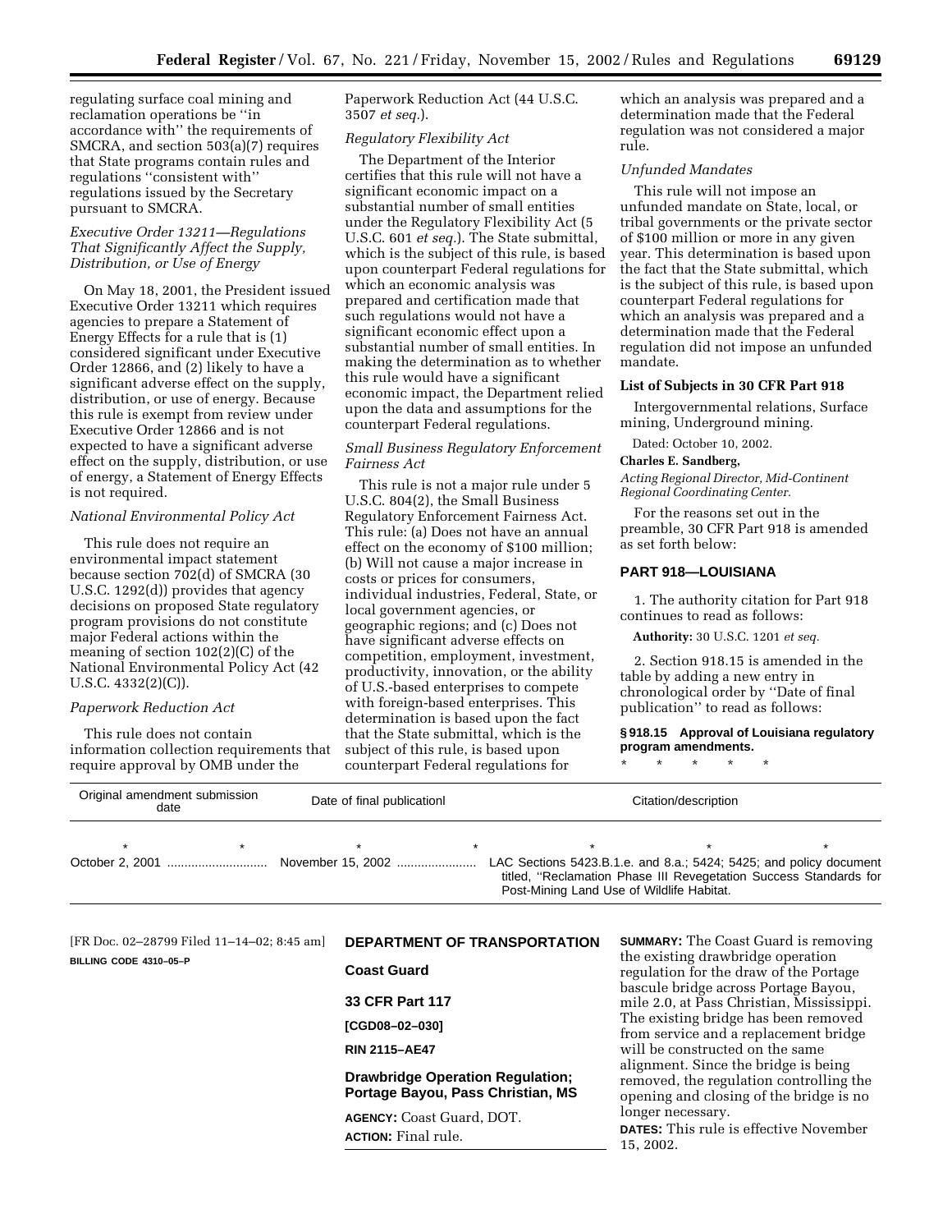regulating surface coal mining and reclamation operations be ''in accordance with'' the requirements of SMCRA, and section 503(a)(7) requires that State programs contain rules and regulations ''consistent with'' regulations issued by the Secretary pursuant to SMCRA.

*Executive Order 13211—Regulations That Significantly Affect the Supply, Distribution, or Use of Energy*

On May 18, 2001, the President issued Executive Order 13211 which requires agencies to prepare a Statement of Energy Effects for a rule that is (1) considered significant under Executive Order 12866, and (2) likely to have a significant adverse effect on the supply, distribution, or use of energy. Because this rule is exempt from review under Executive Order 12866 and is not expected to have a significant adverse effect on the supply, distribution, or use of energy, a Statement of Energy Effects is not required.

*National Environmental Policy Act*

This rule does not require an environmental impact statement because section 702(d) of SMCRA (30 U.S.C. 1292(d)) provides that agency decisions on proposed State regulatory program provisions do not constitute major Federal actions within the meaning of section 102(2)(C) of the National Environmental Policy Act (42 U.S.C. 4332(2)(C)).

*Paperwork Reduction Act*

This rule does not contain information collection requirements that require approval by OMB under the Paperwork Reduction Act (44 U.S.C. 3507 *et seq.*).

*Regulatory Flexibility Act*

The Department of the Interior certifies that this rule will not have a significant economic impact on a substantial number of small entities under the Regulatory Flexibility Act (5 U.S.C. 601 *et seq.*). The State submittal, which is the subject of this rule, is based upon counterpart Federal regulations for which an economic analysis was prepared and certification made that such regulations would not have a significant economic effect upon a substantial number of small entities. In making the determination as to whether this rule would have a significant economic impact, the Department relied upon the data and assumptions for the counterpart Federal regulations.

*Small Business Regulatory Enforcement Fairness Act*

This rule is not a major rule under 5 U.S.C. 804(2), the Small Business Regulatory Enforcement Fairness Act. This rule: (a) Does not have an annual effect on the economy of $100 million; (b) Will not cause a major increase in costs or prices for consumers, individual industries, Federal, State, or local government agencies, or geographic regions; and (c) Does not have significant adverse effects on competition, employment, investment, productivity, innovation, or the ability of U.S.-based enterprises to compete with foreign-based enterprises. This determination is based upon the fact that the State submittal, which is the subject of this rule, is based upon counterpart Federal regulations for which an analysis was prepared and a determination made that the Federal regulation was not considered a major rule.

*Unfunded Mandates*

This rule will not impose an unfunded mandate on State, local, or tribal governments or the private sector of $100 million or more in any given year. This determination is based upon the fact that the State submittal, which is the subject of this rule, is based upon counterpart Federal regulations for which an analysis was prepared and a determination made that the Federal regulation did not impose an unfunded mandate.

**List of Subjects in 30 CFR Part 918**

Intergovernmental relations, Surface mining, Underground mining.

Dated: October 10, 2002.

**Charles E. Sandberg,**

*Acting Regional Director, Mid-Continent Regional Coordinating Center.*

For the reasons set out in the preamble, 30 CFR Part 918 is amended as set forth below:

## PART 918—LOUISIANA

1. The authority citation for Part 918 continues to read as follows:

**Authority:** 30 U.S.C. 1201 *et seq.*

2. Section 918.15 is amended in the table by adding a new entry in chronological order by ''Date of final publication'' to read as follows:

**§ 918.15 Approval of Louisiana regulatory program amendments.**

\* \* \* \* \*

| Original amendment submission date | Date of final publicationl | Citation/description |
|---|---|---|
| * * | * * | * * * |
| October 2, 2001 | November 15, 2002 | LAC Sections 5423.B.1.e. and 8.a.; 5424; 5425; and policy document titled, ''Reclamation Phase III Revegetation Success Standards for Post-Mining Land Use of Wildlife Habitat. |

[FR Doc. 02–28799 Filed 11–14–02; 8:45 am]

**BILLING CODE 4310–05–P**

## DEPARTMENT OF TRANSPORTATION

### Coast Guard

### 33 CFR Part 117

**[CGD08–02–030]**

**RIN 2115–AE47**

### Drawbridge Operation Regulation; Portage Bayou, Pass Christian, MS

**AGENCY:** Coast Guard, DOT.

**ACTION:** Final rule.

**SUMMARY:** The Coast Guard is removing the existing drawbridge operation regulation for the draw of the Portage bascule bridge across Portage Bayou, mile 2.0, at Pass Christian, Mississippi. The existing bridge has been removed from service and a replacement bridge will be constructed on the same alignment. Since the bridge is being removed, the regulation controlling the opening and closing of the bridge is no longer necessary.

**DATES:** This rule is effective November 15, 2002.